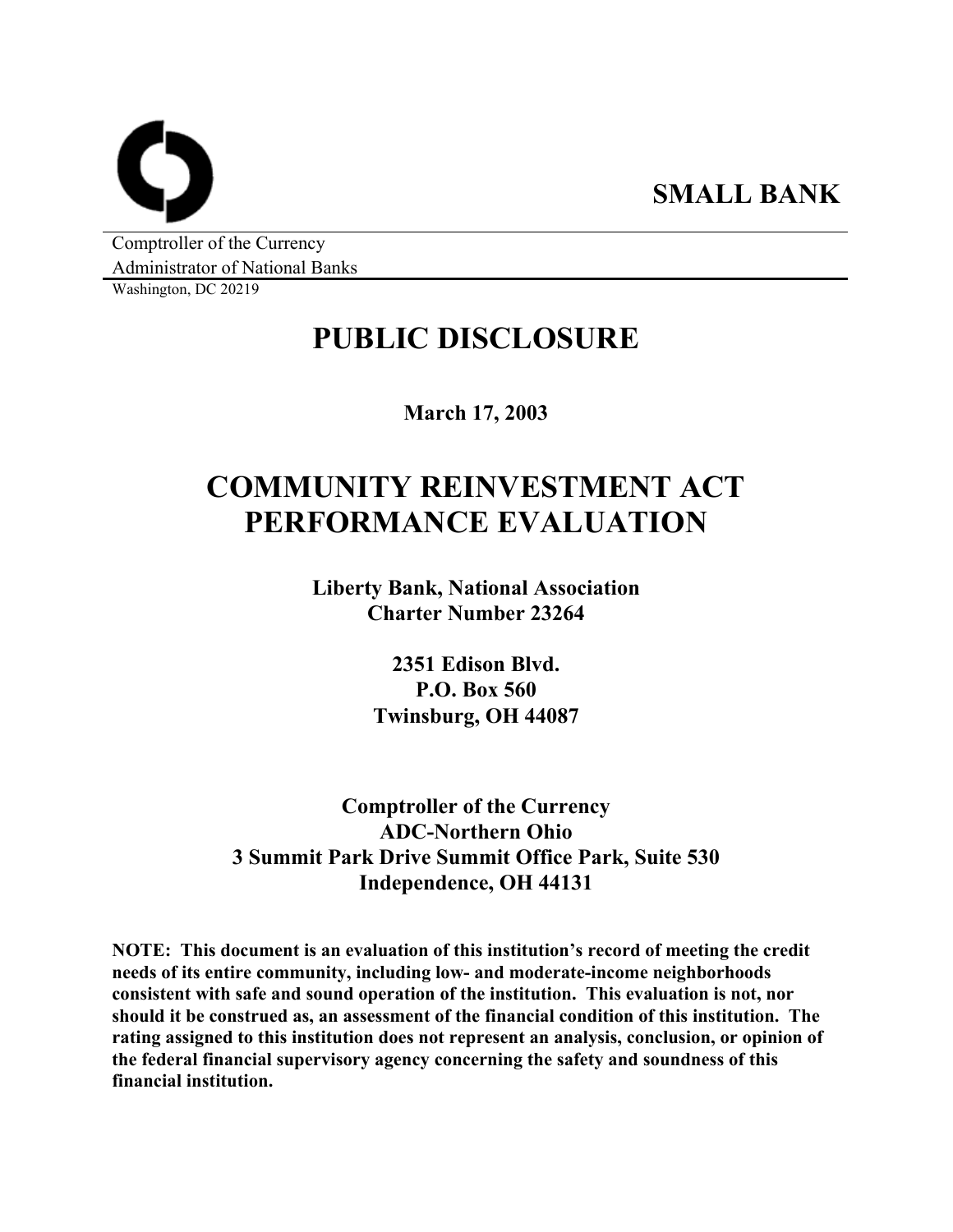**SMALL BANK**

Comptroller of the Currency
Administrator of National Banks
Washington, DC 20219

# PUBLIC DISCLOSURE

**March 17, 2003**

# COMMUNITY REINVESTMENT ACT PERFORMANCE EVALUATION

**Liberty Bank, National Association**
**Charter Number 23264**

**2351 Edison Blvd.**
**P.O. Box 560**
**Twinsburg, OH 44087**

**Comptroller of the Currency**
**ADC-Northern Ohio**
**3 Summit Park Drive Summit Office Park, Suite 530**
**Independence, OH 44131**

**NOTE: This document is an evaluation of this institution's record of meeting the credit needs of its entire community, including low- and moderate-income neighborhoods consistent with safe and sound operation of the institution. This evaluation is not, nor should it be construed as, an assessment of the financial condition of this institution. The rating assigned to this institution does not represent an analysis, conclusion, or opinion of the federal financial supervisory agency concerning the safety and soundness of this financial institution.**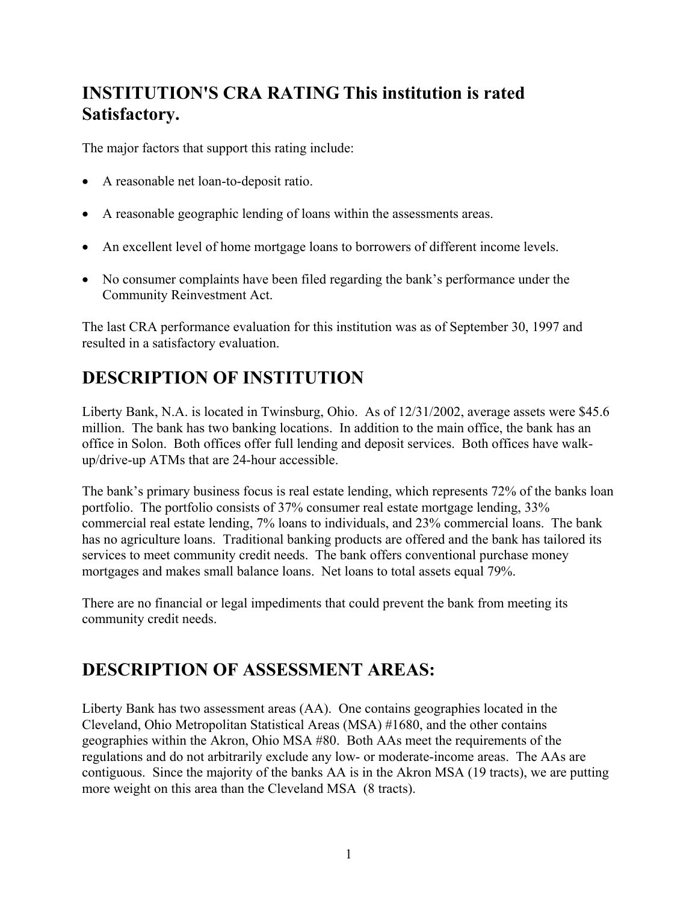## INSTITUTION'S CRA RATING This institution is rated Satisfactory.

The major factors that support this rating include:

- A reasonable net loan-to-deposit ratio.
- A reasonable geographic lending of loans within the assessments areas.
- An excellent level of home mortgage loans to borrowers of different income levels.
- No consumer complaints have been filed regarding the bank's performance under the Community Reinvestment Act.

The last CRA performance evaluation for this institution was as of September 30, 1997 and resulted in a satisfactory evaluation.

# DESCRIPTION OF INSTITUTION

Liberty Bank, N.A. is located in Twinsburg, Ohio. As of 12/31/2002, average assets were $45.6 million. The bank has two banking locations. In addition to the main office, the bank has an office in Solon. Both offices offer full lending and deposit services. Both offices have walk-up/drive-up ATMs that are 24-hour accessible.

The bank's primary business focus is real estate lending, which represents 72% of the banks loan portfolio. The portfolio consists of 37% consumer real estate mortgage lending, 33% commercial real estate lending, 7% loans to individuals, and 23% commercial loans. The bank has no agriculture loans. Traditional banking products are offered and the bank has tailored its services to meet community credit needs. The bank offers conventional purchase money mortgages and makes small balance loans. Net loans to total assets equal 79%.

There are no financial or legal impediments that could prevent the bank from meeting its community credit needs.

# DESCRIPTION OF ASSESSMENT AREAS:

Liberty Bank has two assessment areas (AA). One contains geographies located in the Cleveland, Ohio Metropolitan Statistical Areas (MSA) #1680, and the other contains geographies within the Akron, Ohio MSA #80. Both AAs meet the requirements of the regulations and do not arbitrarily exclude any low- or moderate-income areas. The AAs are contiguous. Since the majority of the banks AA is in the Akron MSA (19 tracts), we are putting more weight on this area than the Cleveland MSA (8 tracts).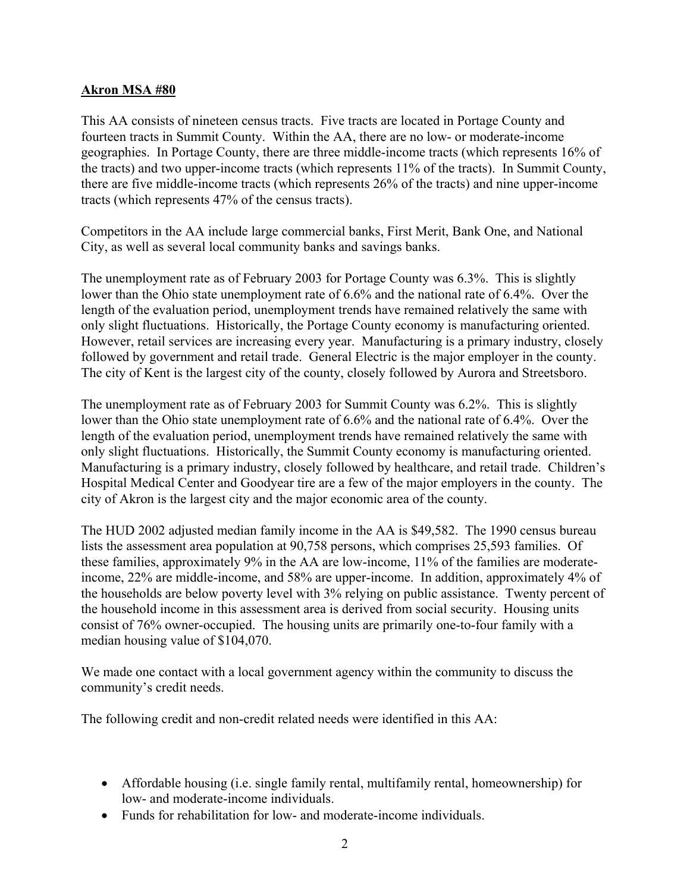**Akron MSA #80**

This AA consists of nineteen census tracts. Five tracts are located in Portage County and fourteen tracts in Summit County. Within the AA, there are no low- or moderate-income geographies. In Portage County, there are three middle-income tracts (which represents 16% of the tracts) and two upper-income tracts (which represents 11% of the tracts). In Summit County, there are five middle-income tracts (which represents 26% of the tracts) and nine upper-income tracts (which represents 47% of the census tracts).

Competitors in the AA include large commercial banks, First Merit, Bank One, and National City, as well as several local community banks and savings banks.

The unemployment rate as of February 2003 for Portage County was 6.3%. This is slightly lower than the Ohio state unemployment rate of 6.6% and the national rate of 6.4%. Over the length of the evaluation period, unemployment trends have remained relatively the same with only slight fluctuations. Historically, the Portage County economy is manufacturing oriented. However, retail services are increasing every year. Manufacturing is a primary industry, closely followed by government and retail trade. General Electric is the major employer in the county. The city of Kent is the largest city of the county, closely followed by Aurora and Streetsboro.

The unemployment rate as of February 2003 for Summit County was 6.2%. This is slightly lower than the Ohio state unemployment rate of 6.6% and the national rate of 6.4%. Over the length of the evaluation period, unemployment trends have remained relatively the same with only slight fluctuations. Historically, the Summit County economy is manufacturing oriented. Manufacturing is a primary industry, closely followed by healthcare, and retail trade. Children's Hospital Medical Center and Goodyear tire are a few of the major employers in the county. The city of Akron is the largest city and the major economic area of the county.

The HUD 2002 adjusted median family income in the AA is $49,582. The 1990 census bureau lists the assessment area population at 90,758 persons, which comprises 25,593 families. Of these families, approximately 9% in the AA are low-income, 11% of the families are moderate-income, 22% are middle-income, and 58% are upper-income. In addition, approximately 4% of the households are below poverty level with 3% relying on public assistance. Twenty percent of the household income in this assessment area is derived from social security. Housing units consist of 76% owner-occupied. The housing units are primarily one-to-four family with a median housing value of $104,070.

We made one contact with a local government agency within the community to discuss the community's credit needs.

The following credit and non-credit related needs were identified in this AA:

- Affordable housing (i.e. single family rental, multifamily rental, homeownership) for low- and moderate-income individuals.
- Funds for rehabilitation for low- and moderate-income individuals.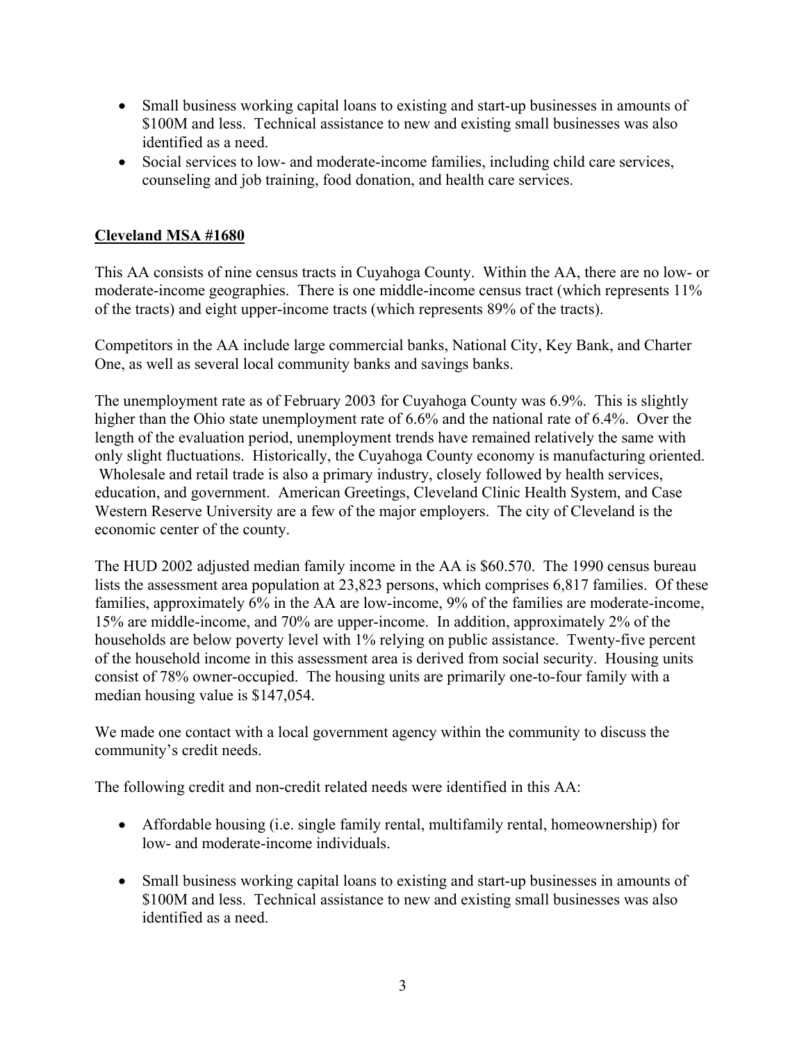- Small business working capital loans to existing and start-up businesses in amounts of $100M and less. Technical assistance to new and existing small businesses was also identified as a need.
- Social services to low- and moderate-income families, including child care services, counseling and job training, food donation, and health care services.

**Cleveland MSA #1680**

This AA consists of nine census tracts in Cuyahoga County. Within the AA, there are no low- or moderate-income geographies. There is one middle-income census tract (which represents 11% of the tracts) and eight upper-income tracts (which represents 89% of the tracts).

Competitors in the AA include large commercial banks, National City, Key Bank, and Charter One, as well as several local community banks and savings banks.

The unemployment rate as of February 2003 for Cuyahoga County was 6.9%. This is slightly higher than the Ohio state unemployment rate of 6.6% and the national rate of 6.4%. Over the length of the evaluation period, unemployment trends have remained relatively the same with only slight fluctuations. Historically, the Cuyahoga County economy is manufacturing oriented. Wholesale and retail trade is also a primary industry, closely followed by health services, education, and government. American Greetings, Cleveland Clinic Health System, and Case Western Reserve University are a few of the major employers. The city of Cleveland is the economic center of the county.

The HUD 2002 adjusted median family income in the AA is $60.570. The 1990 census bureau lists the assessment area population at 23,823 persons, which comprises 6,817 families. Of these families, approximately 6% in the AA are low-income, 9% of the families are moderate-income, 15% are middle-income, and 70% are upper-income. In addition, approximately 2% of the households are below poverty level with 1% relying on public assistance. Twenty-five percent of the household income in this assessment area is derived from social security. Housing units consist of 78% owner-occupied. The housing units are primarily one-to-four family with a median housing value is $147,054.

We made one contact with a local government agency within the community to discuss the community's credit needs.

The following credit and non-credit related needs were identified in this AA:

- Affordable housing (i.e. single family rental, multifamily rental, homeownership) for low- and moderate-income individuals.
- Small business working capital loans to existing and start-up businesses in amounts of $100M and less. Technical assistance to new and existing small businesses was also identified as a need.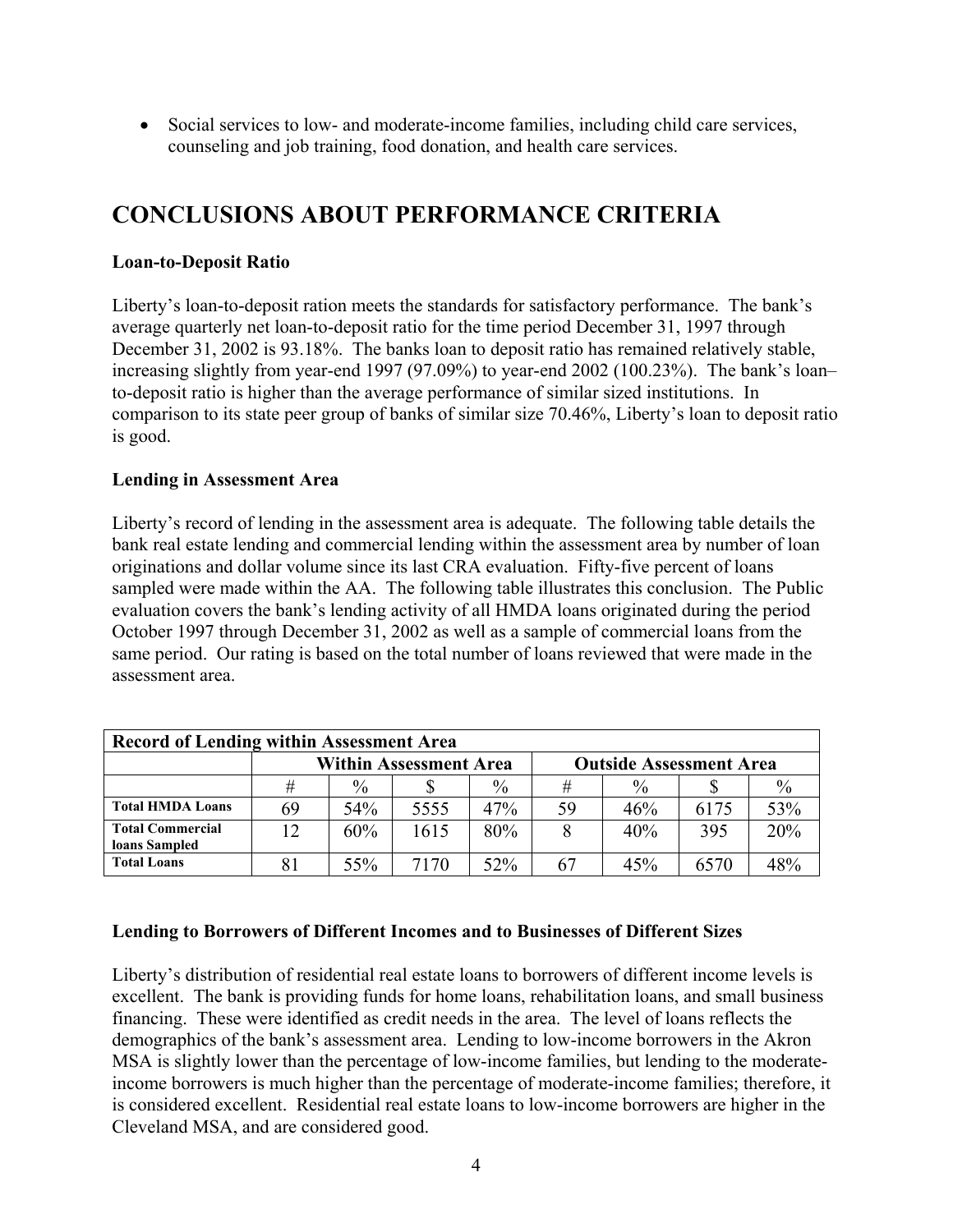- Social services to low- and moderate-income families, including child care services, counseling and job training, food donation, and health care services.

## CONCLUSIONS ABOUT PERFORMANCE CRITERIA

**Loan-to-Deposit Ratio**

Liberty's loan-to-deposit ration meets the standards for satisfactory performance. The bank's average quarterly net loan-to-deposit ratio for the time period December 31, 1997 through December 31, 2002 is 93.18%. The banks loan to deposit ratio has remained relatively stable, increasing slightly from year-end 1997 (97.09%) to year-end 2002 (100.23%). The bank's loan–to-deposit ratio is higher than the average performance of similar sized institutions. In comparison to its state peer group of banks of similar size 70.46%, Liberty's loan to deposit ratio is good.

**Lending in Assessment Area**

Liberty's record of lending in the assessment area is adequate. The following table details the bank real estate lending and commercial lending within the assessment area by number of loan originations and dollar volume since its last CRA evaluation. Fifty-five percent of loans sampled were made within the AA. The following table illustrates this conclusion. The Public evaluation covers the bank's lending activity of all HMDA loans originated during the period October 1997 through December 31, 2002 as well as a sample of commercial loans from the same period. Our rating is based on the total number of loans reviewed that were made in the assessment area.

| Record of Lending within Assessment Area | | | | | | | | |
|---|---|---|---|---|---|---|---|---|
| | Within Assessment Area | | | | Outside Assessment Area | | | |
| | # | % | $ | % | # | % | $ | % |
| **Total HMDA Loans** | 69 | 54% | 5555 | 47% | 59 | 46% | 6175 | 53% |
| **Total Commercial loans Sampled** | 12 | 60% | 1615 | 80% | 8 | 40% | 395 | 20% |
| **Total Loans** | 81 | 55% | 7170 | 52% | 67 | 45% | 6570 | 48% |

**Lending to Borrowers of Different Incomes and to Businesses of Different Sizes**

Liberty's distribution of residential real estate loans to borrowers of different income levels is excellent. The bank is providing funds for home loans, rehabilitation loans, and small business financing. These were identified as credit needs in the area. The level of loans reflects the demographics of the bank's assessment area. Lending to low-income borrowers in the Akron MSA is slightly lower than the percentage of low-income families, but lending to the moderate-income borrowers is much higher than the percentage of moderate-income families; therefore, it is considered excellent. Residential real estate loans to low-income borrowers are higher in the Cleveland MSA, and are considered good.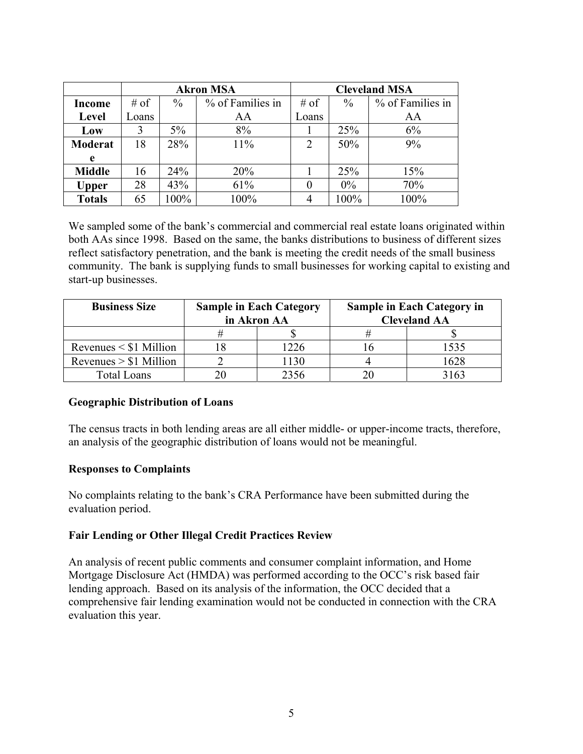| | Akron MSA | | | Cleveland MSA | | |
|---|---|---|---|---|---|---|
| **Income Level** | # of Loans | % | % of Families in AA | # of Loans | % | % of Families in AA |
| **Low** | 3 | 5% | 8% | 1 | 25% | 6% |
| **Moderate** | 18 | 28% | 11% | 2 | 50% | 9% |
| **Middle** | 16 | 24% | 20% | 1 | 25% | 15% |
| **Upper** | 28 | 43% | 61% | 0 | 0% | 70% |
| **Totals** | 65 | 100% | 100% | 4 | 100% | 100% |

We sampled some of the bank's commercial and commercial real estate loans originated within both AAs since 1998. Based on the same, the banks distributions to business of different sizes reflect satisfactory penetration, and the bank is meeting the credit needs of the small business community. The bank is supplying funds to small businesses for working capital to existing and start-up businesses.

| Business Size | Sample in Each Category in Akron AA | | Sample in Each Category in Cleveland AA | |
|---|---|---|---|---|
| | # | $ | # | $ |
| Revenues < $1 Million | 18 | 1226 | 16 | 1535 |
| Revenues > $1 Million | 2 | 1130 | 4 | 1628 |
| Total Loans | 20 | 2356 | 20 | 3163 |

**Geographic Distribution of Loans**

The census tracts in both lending areas are all either middle- or upper-income tracts, therefore, an analysis of the geographic distribution of loans would not be meaningful.

**Responses to Complaints**

No complaints relating to the bank's CRA Performance have been submitted during the evaluation period.

**Fair Lending or Other Illegal Credit Practices Review**

An analysis of recent public comments and consumer complaint information, and Home Mortgage Disclosure Act (HMDA) was performed according to the OCC's risk based fair lending approach. Based on its analysis of the information, the OCC decided that a comprehensive fair lending examination would not be conducted in connection with the CRA evaluation this year.